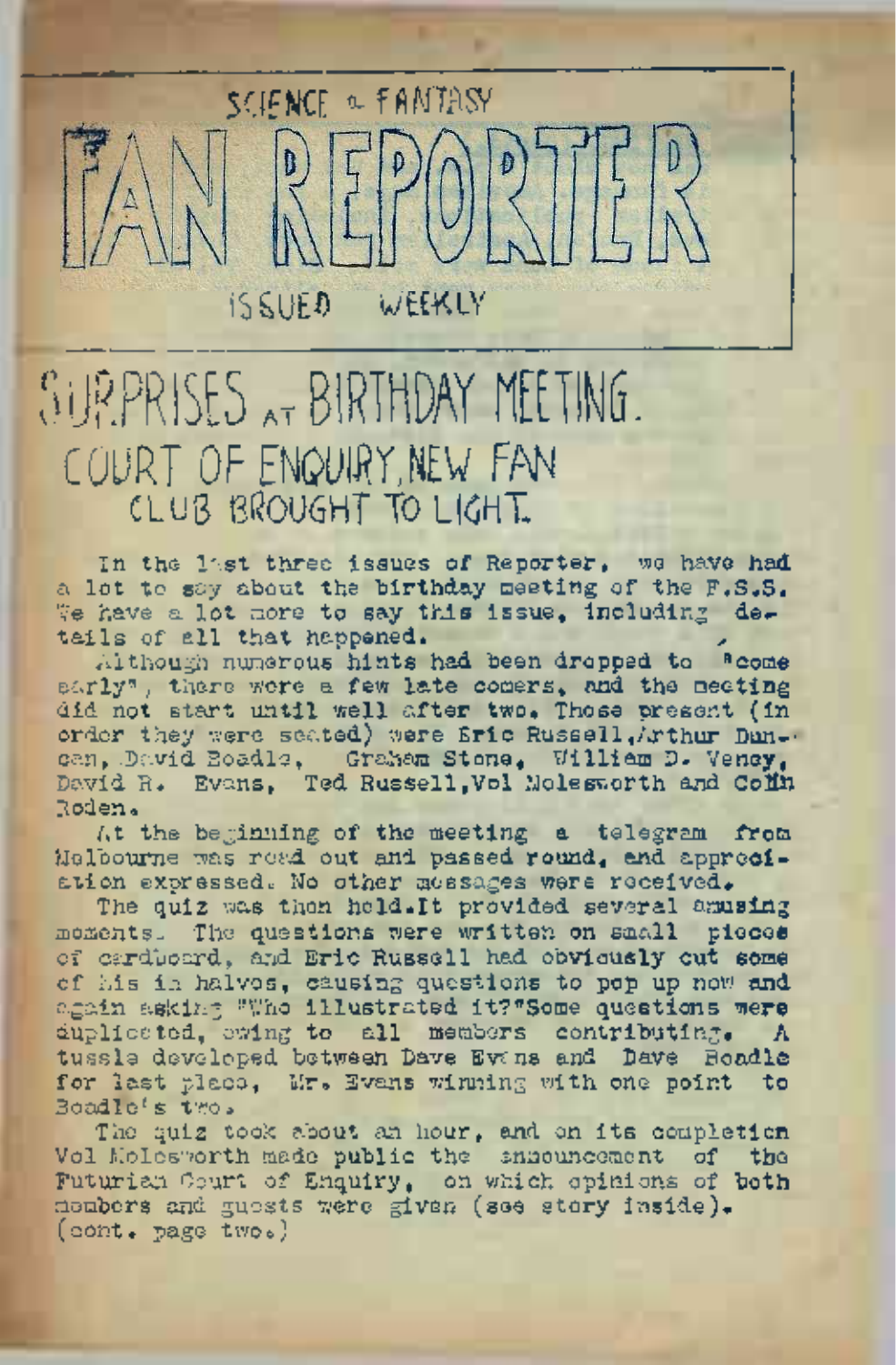SCIENCE & FANTASY

# FAN REPORTER

ISSUED WEEKLY

## SURPRISES AT BIRTHDAY MEETING.

### COURT OF ENQUIRY, NEW FAN CLUB BROUGHT TO LIGHT.

In the last three issues of Reporter, we have had a lot to say about the birthday meeting of the F.S.S. We have a lot more to say this issue, including details of all that happened.

Although numerous hints had been dropped to "come early", there were a few late comers, and the meeting did not start until well after two. Those present (in order they were seated) were Eric Russell, Arthur Duncan, David Boadle, Graham Stone, William D. Veney, David R. Evans, Ted Russell, Vol Molesworth and Colin Roden.

At the beginning of the meeting a telegram from Melbourne was read out and passed round, and appreciation expressed. No other messages were received.

The quiz was then held. It provided several amusing moments. The questions were written on small pieces of cardboard, and Eric Russell had obviously cut some of his in halves, causing questions to pop up now and again asking "Who illustrated it?" Some questions were duplicated, owing to all members contributing. A tussle developed between Dave Evans and Dave Boadle for last place, Mr. Evans winning with one point to Boadle's two.

The quiz took about an hour, and on its completion Vol Molesworth made public the announcement of the Futurian Court of Enquiry, on which opinions of both members and guests were given (see story inside). (cont. page two.)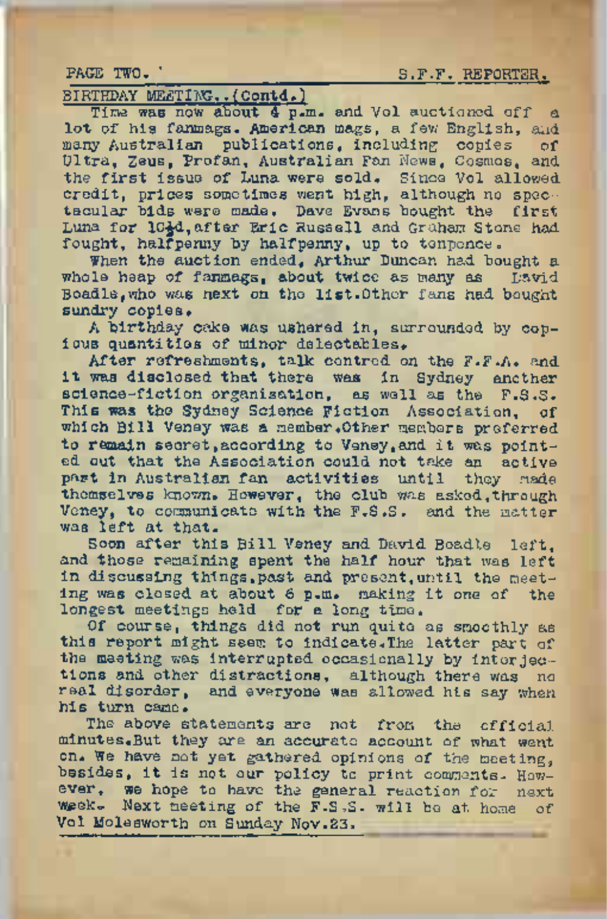## BIRTHDAY MEETING..(Contd.)

Time was now about 4 p.m. and Vol auctioned off a lot of his fanmags. American mags, a few English, and many Australian publications, including copies of Ultra, Zeus, Profan, Australian Fan News, Cosmos, and the first issue of Luna were sold. Since Vol allowed credit, prices sometimes went high, although no spectacular bids were made. Dave Evans bought the first Luna for 10½d, after Eric Russell and Graham Stone had fought, halfpenny by halfpenny, up to tenpence.

When the auction ended, Arthur Duncan had bought a whole heap of fanmags, about twice as many as David Boadle, who was next on the list. Other fans had bought sundry copies.

A birthday cake was ushered in, surrounded by copious quantities of minor delectables.

After refreshments, talk centred on the F.F.A. and it was disclosed that there was in Sydney another science-fiction organisation, as well as the F.S.S. This was the Sydney Science Fiction Association, of which Bill Veney was a member. Other members preferred to remain secret, according to Veney, and it was pointed out that the Association could not take an active part in Australian fan activities until they made themselves known. However, the club was asked, through Veney, to communicate with the F.S.S. and the matter was left at that.

Soon after this Bill Veney and David Boadle left, and those remaining spent the half hour that was left in discussing things, past and present, until the meeting was closed at about 6 p.m. making it one of the longest meetings held for a long time.

Of course, things did not run quite as smoothly as this report might seem to indicate. The latter part of the meeting was interrupted occasionally by interjections and other distractions, although there was no real disorder, and everyone was allowed his say when his turn came.

The above statements are not from the official minutes. But they are an accurate account of what went on. We have not yet gathered opinions of the meeting, besides, it is not our policy to print comments. However, we hope to have the general reaction for next week. Next meeting of the F.S.S. will be at home of Vol Molesworth on Sunday Nov.23.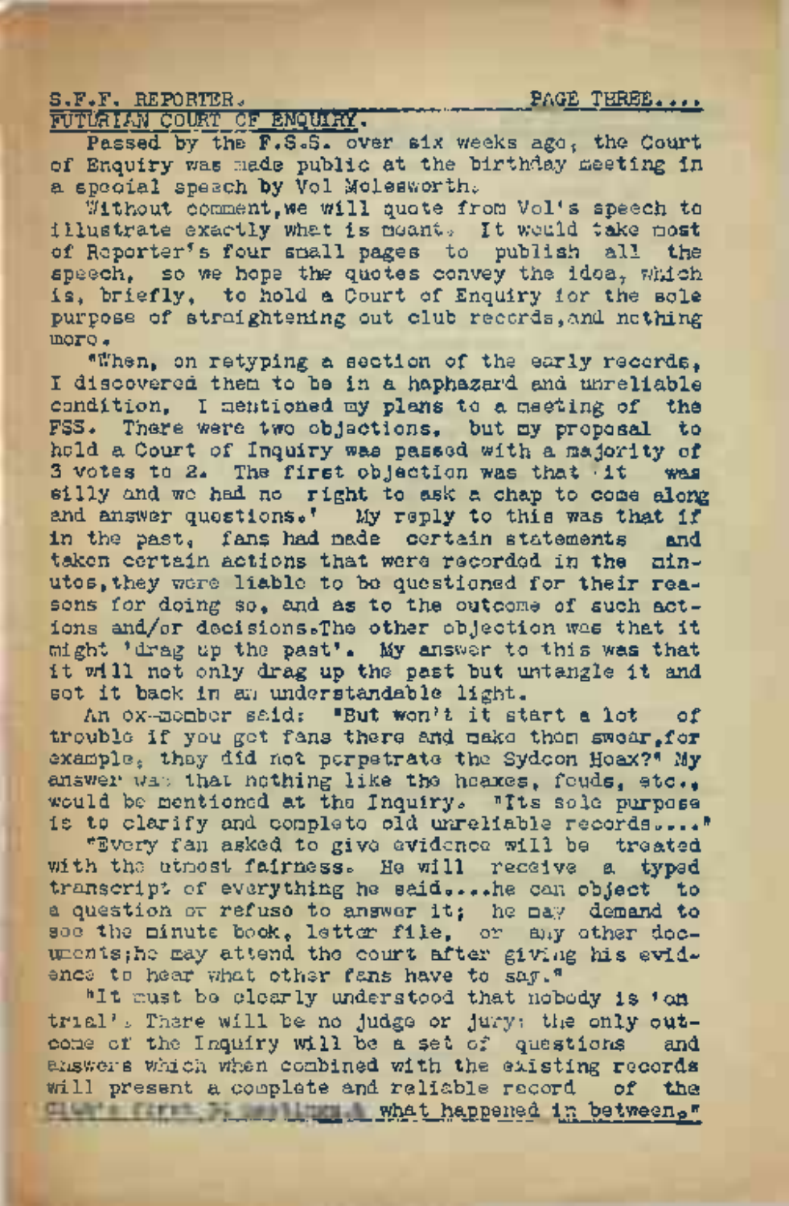## FUTURIAN COURT OF ENQUIRY.

Passed by the F.S.S. over six weeks ago, the Court of Enquiry was made public at the birthday meeting in a special speech by Vol Molesworth.

Without comment, we will quote from Vol's speech to illustrate exactly what is meant. It would take most of Reporter's four small pages to publish all the speech, so we hope the quotes convey the idea, which is, briefly, to hold a Court of Enquiry for the sole purpose of straightening out club records, and nothing more.

"When, on retyping a section of the early records, I discovered them to be in a haphazard and unreliable condition, I mentioned my plans to a meeting of the FSS. There were two objections, but my proposal to hold a Court of Inquiry was passed with a majority of 3 votes to 2. The first objection was that it was silly and we had no right to ask a chap to come along and answer questions.' My reply to this was that if in the past, fans had made certain statements and taken certain actions that were recorded in the minutes, they were liable to be questioned for their reasons for doing so, and as to the outcome of such actions and/or decisions. The other objection was that it might 'drag up the past'. My answer to this was that it will not only drag up the past but untangle it and set it back in an understandable light.

An ex-member said: "But won't it start a lot of trouble if you get fans there and make them swear, for example, they did not perpetrate the Sydcon Hoax?" My answer was that nothing like the hoaxes, feuds, etc., would be mentioned at the Inquiry. "Its sole purpose is to clarify and complete old unreliable records...."

"Every fan asked to give evidence will be treated with the utmost fairness. He will receive a typed transcript of everything he said....he can object to a question or refuse to answer it; he may demand to see the minute book, letter file, or any other documents; he may attend the court after giving his evidence to hear what other fans have to say."

"It must be clearly understood that nobody is 'on trial'. There will be no judge or jury: the only outcome of the Inquiry will be a set of questions and answers which when combined with the existing records will present a complete and reliable record of the Club's first ... meetings & what happened in between."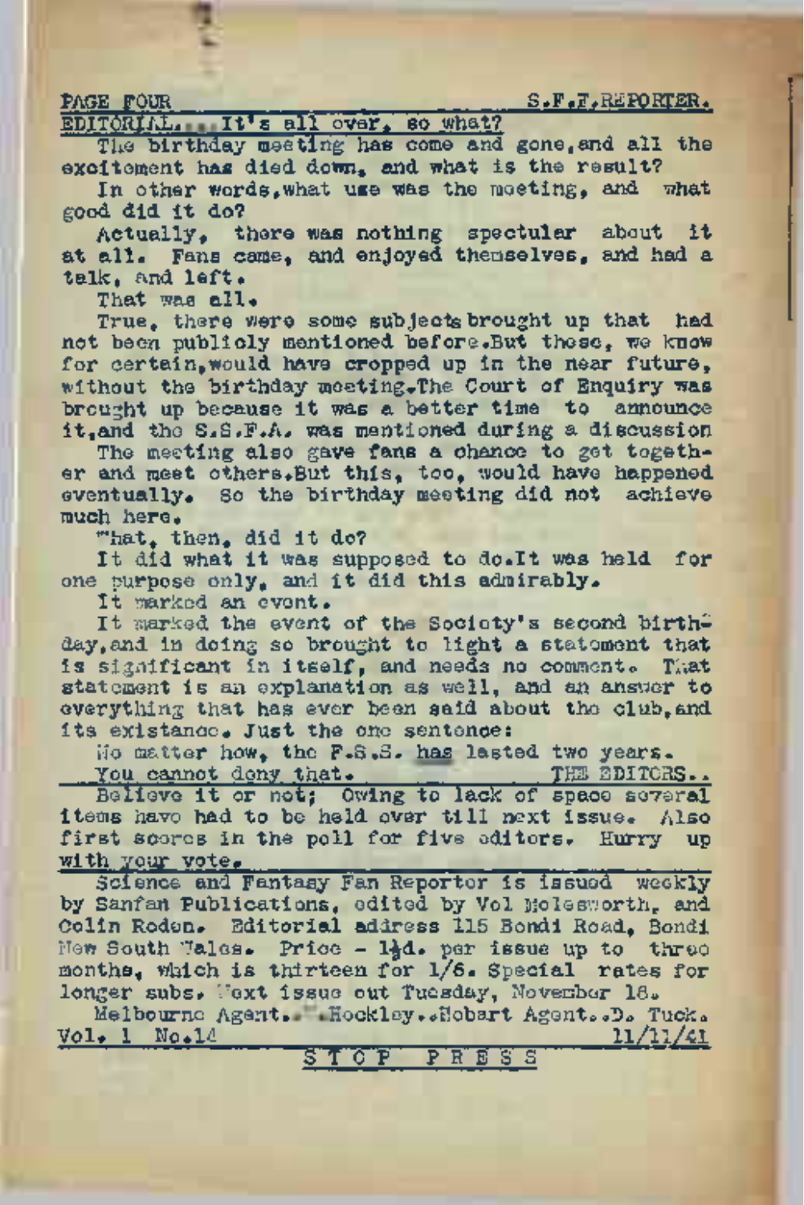## EDITORIAL....It's all over, so what?

The birthday meeting has come and gone, and all the excitement has died down, and what is the result?

In other words, what use was the meeting, and what good did it do?

Actually, there was nothing spectular about it at all. Fans came, and enjoyed themselves, and had a talk, and left.

That was all.

True, there were some subjects brought up that had not been publicly mentioned before. But these, we know for certain, would have cropped up in the near future, without the birthday meeting. The Court of Enquiry was brought up because it was a better time to announce it, and the S.S.F.A. was mentioned during a discussion

The meeting also gave fans a chance to get together and meet others. But this, too, would have happened eventually. So the birthday meeting did not achieve much here.

What, then, did it do?

It did what it was supposed to do. It was held for one purpose only, and it did this admirably.

It marked an event.

It marked the event of the Society's second birthday, and in doing so brought to light a statement that is significant in itself, and needs no comment. That statement is an explanation as well, and an answer to everything that has ever been said about the club, and its existance. Just the one sentence:

No matter how, the F.S.S. has lasted two years.

You cannot deny that. THE EDITORS..

---

Believe it or not; Owing to lack of space several items have had to be held over till next issue. Also first scores in the poll for five editors. Hurry up with your vote.

---

Science and Fantasy Fan Reporter is issued weekly by Sanfan Publications, edited by Vol Molesworth, and Colin Roden. Editorial address 115 Bondi Road, Bondi New South Wales. Price - 1½d. per issue up to three months, which is thirteen for 1/6. Special rates for longer subs. Next issue out Tuesday, November 18.

Melbourne Agent..W.Hockley..Hobart Agent..D. Tuck.

Vol. 1 No.14 11/11/41

STOP PRESS